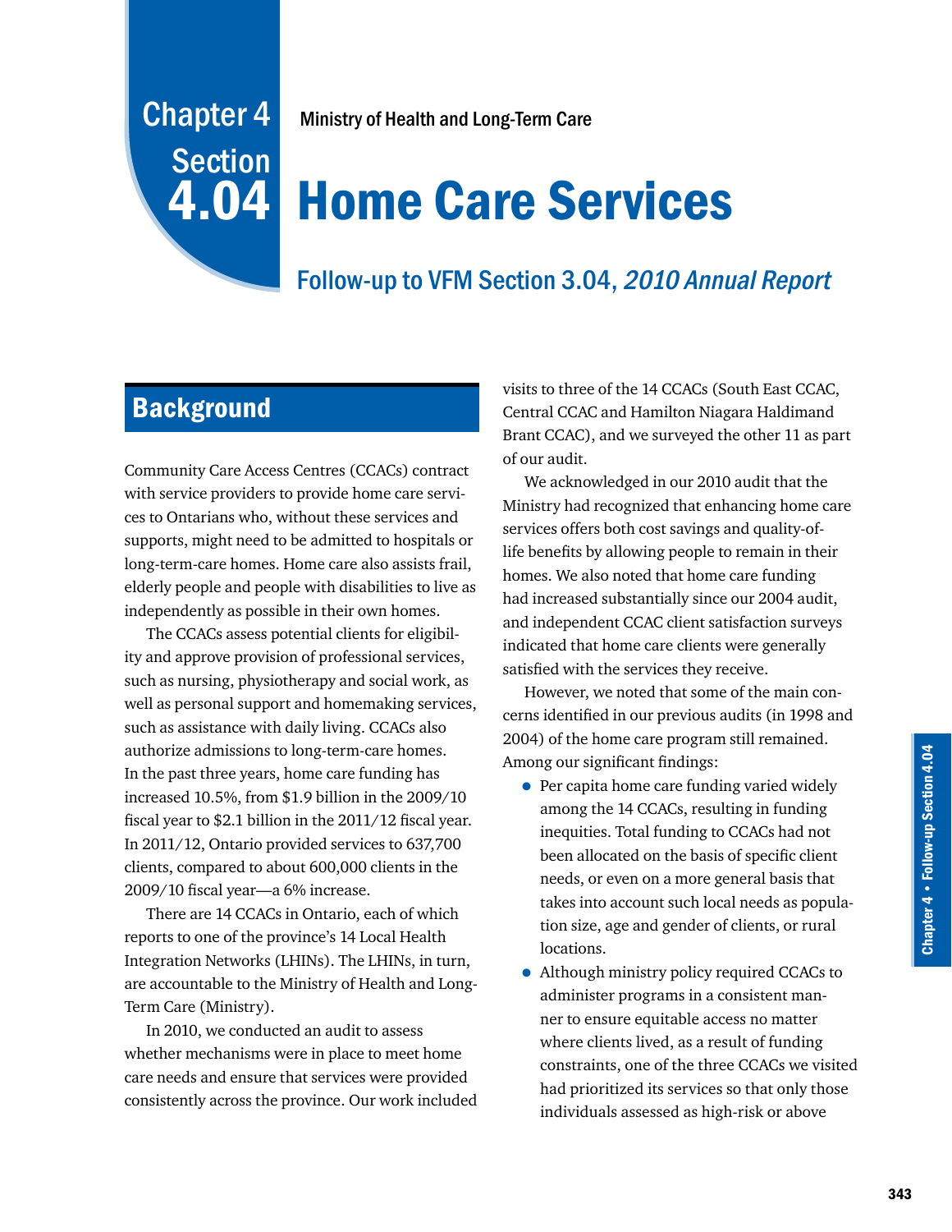# Chapter 4 Section 4.04

Ministry of Health and Long-Term Care

# Home Care Services

## Follow-up to VFM Section 3.04, *2010 Annual Report*

## Background

Community Care Access Centres (CCACs) contract with service providers to provide home care services to Ontarians who, without these services and supports, might need to be admitted to hospitals or long-term-care homes. Home care also assists frail, elderly people and people with disabilities to live as independently as possible in their own homes.

The CCACs assess potential clients for eligibility and approve provision of professional services, such as nursing, physiotherapy and social work, as well as personal support and homemaking services, such as assistance with daily living. CCACs also authorize admissions to long-term-care homes. In the past three years, home care funding has increased 10.5%, from $1.9 billion in the 2009/10 fiscal year to $2.1 billion in the 2011/12 fiscal year. In 2011/12, Ontario provided services to 637,700 clients, compared to about 600,000 clients in the 2009/10 fiscal year—a 6% increase.

There are 14 CCACs in Ontario, each of which reports to one of the province's 14 Local Health Integration Networks (LHINs). The LHINs, in turn, are accountable to the Ministry of Health and Long-Term Care (Ministry).

In 2010, we conducted an audit to assess whether mechanisms were in place to meet home care needs and ensure that services were provided consistently across the province. Our work included visits to three of the 14 CCACs (South East CCAC, Central CCAC and Hamilton Niagara Haldimand Brant CCAC), and we surveyed the other 11 as part of our audit.

We acknowledged in our 2010 audit that the Ministry had recognized that enhancing home care services offers both cost savings and quality-of-life benefits by allowing people to remain in their homes. We also noted that home care funding had increased substantially since our 2004 audit, and independent CCAC client satisfaction surveys indicated that home care clients were generally satisfied with the services they receive.

However, we noted that some of the main concerns identified in our previous audits (in 1998 and 2004) of the home care program still remained. Among our significant findings:

- Per capita home care funding varied widely among the 14 CCACs, resulting in funding inequities. Total funding to CCACs had not been allocated on the basis of specific client needs, or even on a more general basis that takes into account such local needs as population size, age and gender of clients, or rural locations.
- Although ministry policy required CCACs to administer programs in a consistent manner to ensure equitable access no matter where clients lived, as a result of funding constraints, one of the three CCACs we visited had prioritized its services so that only those individuals assessed as high-risk or above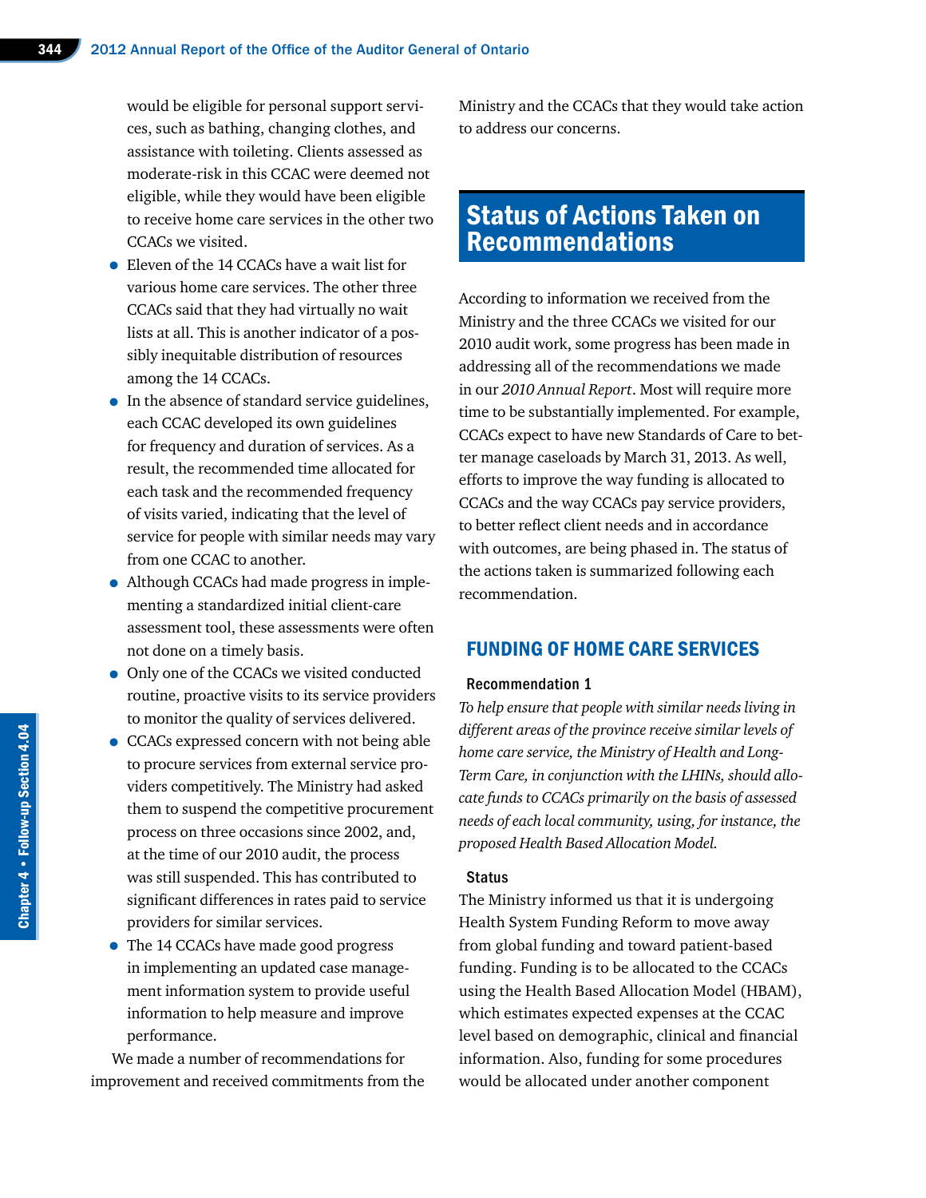would be eligible for personal support services, such as bathing, changing clothes, and assistance with toileting. Clients assessed as moderate-risk in this CCAC were deemed not eligible, while they would have been eligible to receive home care services in the other two CCACs we visited.

- Eleven of the 14 CCACs have a wait list for various home care services. The other three CCACs said that they had virtually no wait lists at all. This is another indicator of a possibly inequitable distribution of resources among the 14 CCACs.
- In the absence of standard service guidelines, each CCAC developed its own guidelines for frequency and duration of services. As a result, the recommended time allocated for each task and the recommended frequency of visits varied, indicating that the level of service for people with similar needs may vary from one CCAC to another.
- Although CCACs had made progress in implementing a standardized initial client-care assessment tool, these assessments were often not done on a timely basis.
- Only one of the CCACs we visited conducted routine, proactive visits to its service providers to monitor the quality of services delivered.
- CCACs expressed concern with not being able to procure services from external service providers competitively. The Ministry had asked them to suspend the competitive procurement process on three occasions since 2002, and, at the time of our 2010 audit, the process was still suspended. This has contributed to significant differences in rates paid to service providers for similar services.
- The 14 CCACs have made good progress in implementing an updated case management information system to provide useful information to help measure and improve performance.

We made a number of recommendations for improvement and received commitments from the Ministry and the CCACs that they would take action to address our concerns.

# Status of Actions Taken on Recommendations

According to information we received from the Ministry and the three CCACs we visited for our 2010 audit work, some progress has been made in addressing all of the recommendations we made in our *2010 Annual Report*. Most will require more time to be substantially implemented. For example, CCACs expect to have new Standards of Care to better manage caseloads by March 31, 2013. As well, efforts to improve the way funding is allocated to CCACs and the way CCACs pay service providers, to better reflect client needs and in accordance with outcomes, are being phased in. The status of the actions taken is summarized following each recommendation.

## FUNDING OF HOME CARE SERVICES

### Recommendation 1

*To help ensure that people with similar needs living in different areas of the province receive similar levels of home care service, the Ministry of Health and Long-Term Care, in conjunction with the LHINs, should allocate funds to CCACs primarily on the basis of assessed needs of each local community, using, for instance, the proposed Health Based Allocation Model.*

### Status

The Ministry informed us that it is undergoing Health System Funding Reform to move away from global funding and toward patient-based funding. Funding is to be allocated to the CCACs using the Health Based Allocation Model (HBAM), which estimates expected expenses at the CCAC level based on demographic, clinical and financial information. Also, funding for some procedures would be allocated under another component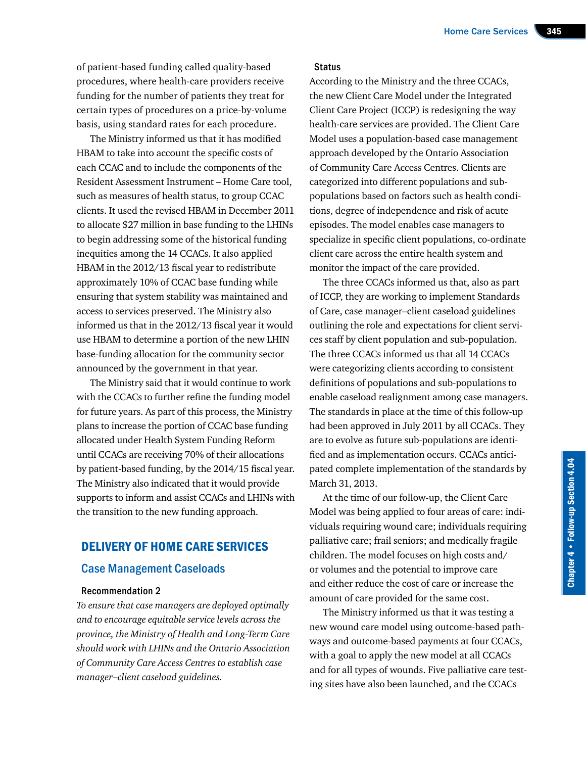of patient-based funding called quality-based procedures, where health-care providers receive funding for the number of patients they treat for certain types of procedures on a price-by-volume basis, using standard rates for each procedure.

The Ministry informed us that it has modified HBAM to take into account the specific costs of each CCAC and to include the components of the Resident Assessment Instrument – Home Care tool, such as measures of health status, to group CCAC clients. It used the revised HBAM in December 2011 to allocate $27 million in base funding to the LHINs to begin addressing some of the historical funding inequities among the 14 CCACs. It also applied HBAM in the 2012/13 fiscal year to redistribute approximately 10% of CCAC base funding while ensuring that system stability was maintained and access to services preserved. The Ministry also informed us that in the 2012/13 fiscal year it would use HBAM to determine a portion of the new LHIN base-funding allocation for the community sector announced by the government in that year.

The Ministry said that it would continue to work with the CCACs to further refine the funding model for future years. As part of this process, the Ministry plans to increase the portion of CCAC base funding allocated under Health System Funding Reform until CCACs are receiving 70% of their allocations by patient-based funding, by the 2014/15 fiscal year. The Ministry also indicated that it would provide supports to inform and assist CCACs and LHINs with the transition to the new funding approach.

## DELIVERY OF HOME CARE SERVICES

### Case Management Caseloads

#### Recommendation 2

*To ensure that case managers are deployed optimally and to encourage equitable service levels across the province, the Ministry of Health and Long-Term Care should work with LHINs and the Ontario Association of Community Care Access Centres to establish case manager–client caseload guidelines.*

#### Status

According to the Ministry and the three CCACs, the new Client Care Model under the Integrated Client Care Project (ICCP) is redesigning the way health-care services are provided. The Client Care Model uses a population-based case management approach developed by the Ontario Association of Community Care Access Centres. Clients are categorized into different populations and sub-populations based on factors such as health conditions, degree of independence and risk of acute episodes. The model enables case managers to specialize in specific client populations, co-ordinate client care across the entire health system and monitor the impact of the care provided.

The three CCACs informed us that, also as part of ICCP, they are working to implement Standards of Care, case manager–client caseload guidelines outlining the role and expectations for client services staff by client population and sub-population. The three CCACs informed us that all 14 CCACs were categorizing clients according to consistent definitions of populations and sub-populations to enable caseload realignment among case managers. The standards in place at the time of this follow-up had been approved in July 2011 by all CCACs. They are to evolve as future sub-populations are identified and as implementation occurs. CCACs anticipated complete implementation of the standards by March 31, 2013.

At the time of our follow-up, the Client Care Model was being applied to four areas of care: individuals requiring wound care; individuals requiring palliative care; frail seniors; and medically fragile children. The model focuses on high costs and/or volumes and the potential to improve care and either reduce the cost of care or increase the amount of care provided for the same cost.

The Ministry informed us that it was testing a new wound care model using outcome-based pathways and outcome-based payments at four CCACs, with a goal to apply the new model at all CCACs and for all types of wounds. Five palliative care testing sites have also been launched, and the CCACs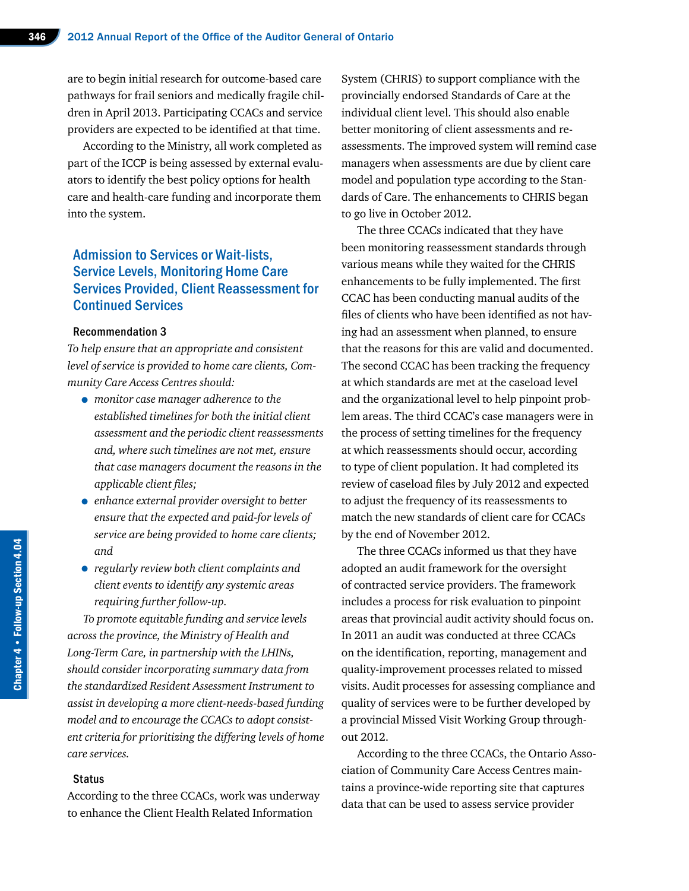are to begin initial research for outcome-based care pathways for frail seniors and medically fragile children in April 2013. Participating CCACs and service providers are expected to be identified at that time.

According to the Ministry, all work completed as part of the ICCP is being assessed by external evaluators to identify the best policy options for health care and health-care funding and incorporate them into the system.

## Admission to Services or Wait-lists, Service Levels, Monitoring Home Care Services Provided, Client Reassessment for Continued Services

### Recommendation 3

*To help ensure that an appropriate and consistent level of service is provided to home care clients, Community Care Access Centres should:*

- *monitor case manager adherence to the established timelines for both the initial client assessment and the periodic client reassessments and, where such timelines are not met, ensure that case managers document the reasons in the applicable client files;*
- *enhance external provider oversight to better ensure that the expected and paid-for levels of service are being provided to home care clients; and*
- *regularly review both client complaints and client events to identify any systemic areas requiring further follow-up.*

*To promote equitable funding and service levels across the province, the Ministry of Health and Long-Term Care, in partnership with the LHINs, should consider incorporating summary data from the standardized Resident Assessment Instrument to assist in developing a more client-needs-based funding model and to encourage the CCACs to adopt consistent criteria for prioritizing the differing levels of home care services.*

### Status

According to the three CCACs, work was underway to enhance the Client Health Related Information System (CHRIS) to support compliance with the provincially endorsed Standards of Care at the individual client level. This should also enable better monitoring of client assessments and reassessments. The improved system will remind case managers when assessments are due by client care model and population type according to the Standards of Care. The enhancements to CHRIS began to go live in October 2012.

The three CCACs indicated that they have been monitoring reassessment standards through various means while they waited for the CHRIS enhancements to be fully implemented. The first CCAC has been conducting manual audits of the files of clients who have been identified as not having had an assessment when planned, to ensure that the reasons for this are valid and documented. The second CCAC has been tracking the frequency at which standards are met at the caseload level and the organizational level to help pinpoint problem areas. The third CCAC's case managers were in the process of setting timelines for the frequency at which reassessments should occur, according to type of client population. It had completed its review of caseload files by July 2012 and expected to adjust the frequency of its reassessments to match the new standards of client care for CCACs by the end of November 2012.

The three CCACs informed us that they have adopted an audit framework for the oversight of contracted service providers. The framework includes a process for risk evaluation to pinpoint areas that provincial audit activity should focus on. In 2011 an audit was conducted at three CCACs on the identification, reporting, management and quality-improvement processes related to missed visits. Audit processes for assessing compliance and quality of services were to be further developed by a provincial Missed Visit Working Group throughout 2012.

According to the three CCACs, the Ontario Association of Community Care Access Centres maintains a province-wide reporting site that captures data that can be used to assess service provider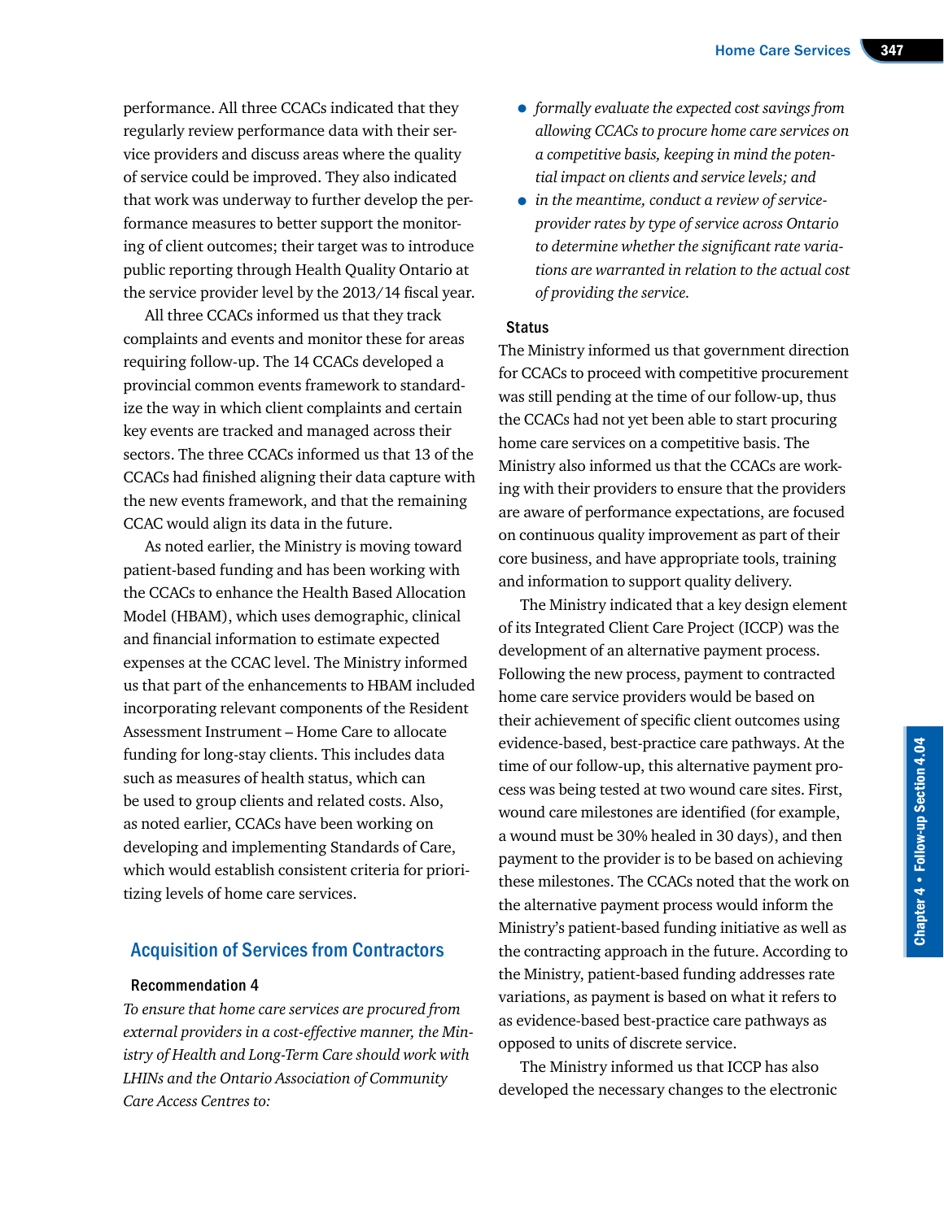performance. All three CCACs indicated that they regularly review performance data with their service providers and discuss areas where the quality of service could be improved. They also indicated that work was underway to further develop the performance measures to better support the monitoring of client outcomes; their target was to introduce public reporting through Health Quality Ontario at the service provider level by the 2013/14 fiscal year.

All three CCACs informed us that they track complaints and events and monitor these for areas requiring follow-up. The 14 CCACs developed a provincial common events framework to standardize the way in which client complaints and certain key events are tracked and managed across their sectors. The three CCACs informed us that 13 of the CCACs had finished aligning their data capture with the new events framework, and that the remaining CCAC would align its data in the future.

As noted earlier, the Ministry is moving toward patient-based funding and has been working with the CCACs to enhance the Health Based Allocation Model (HBAM), which uses demographic, clinical and financial information to estimate expected expenses at the CCAC level. The Ministry informed us that part of the enhancements to HBAM included incorporating relevant components of the Resident Assessment Instrument – Home Care to allocate funding for long-stay clients. This includes data such as measures of health status, which can be used to group clients and related costs. Also, as noted earlier, CCACs have been working on developing and implementing Standards of Care, which would establish consistent criteria for prioritizing levels of home care services.

## Acquisition of Services from Contractors

### Recommendation 4

*To ensure that home care services are procured from external providers in a cost-effective manner, the Ministry of Health and Long-Term Care should work with LHINs and the Ontario Association of Community Care Access Centres to:*

- *formally evaluate the expected cost savings from allowing CCACs to procure home care services on a competitive basis, keeping in mind the potential impact on clients and service levels; and*
- *in the meantime, conduct a review of service-provider rates by type of service across Ontario to determine whether the significant rate variations are warranted in relation to the actual cost of providing the service.*

### Status

The Ministry informed us that government direction for CCACs to proceed with competitive procurement was still pending at the time of our follow-up, thus the CCACs had not yet been able to start procuring home care services on a competitive basis. The Ministry also informed us that the CCACs are working with their providers to ensure that the providers are aware of performance expectations, are focused on continuous quality improvement as part of their core business, and have appropriate tools, training and information to support quality delivery.

The Ministry indicated that a key design element of its Integrated Client Care Project (ICCP) was the development of an alternative payment process. Following the new process, payment to contracted home care service providers would be based on their achievement of specific client outcomes using evidence-based, best-practice care pathways. At the time of our follow-up, this alternative payment process was being tested at two wound care sites. First, wound care milestones are identified (for example, a wound must be 30% healed in 30 days), and then payment to the provider is to be based on achieving these milestones. The CCACs noted that the work on the alternative payment process would inform the Ministry's patient-based funding initiative as well as the contracting approach in the future. According to the Ministry, patient-based funding addresses rate variations, as payment is based on what it refers to as evidence-based best-practice care pathways as opposed to units of discrete service.

The Ministry informed us that ICCP has also developed the necessary changes to the electronic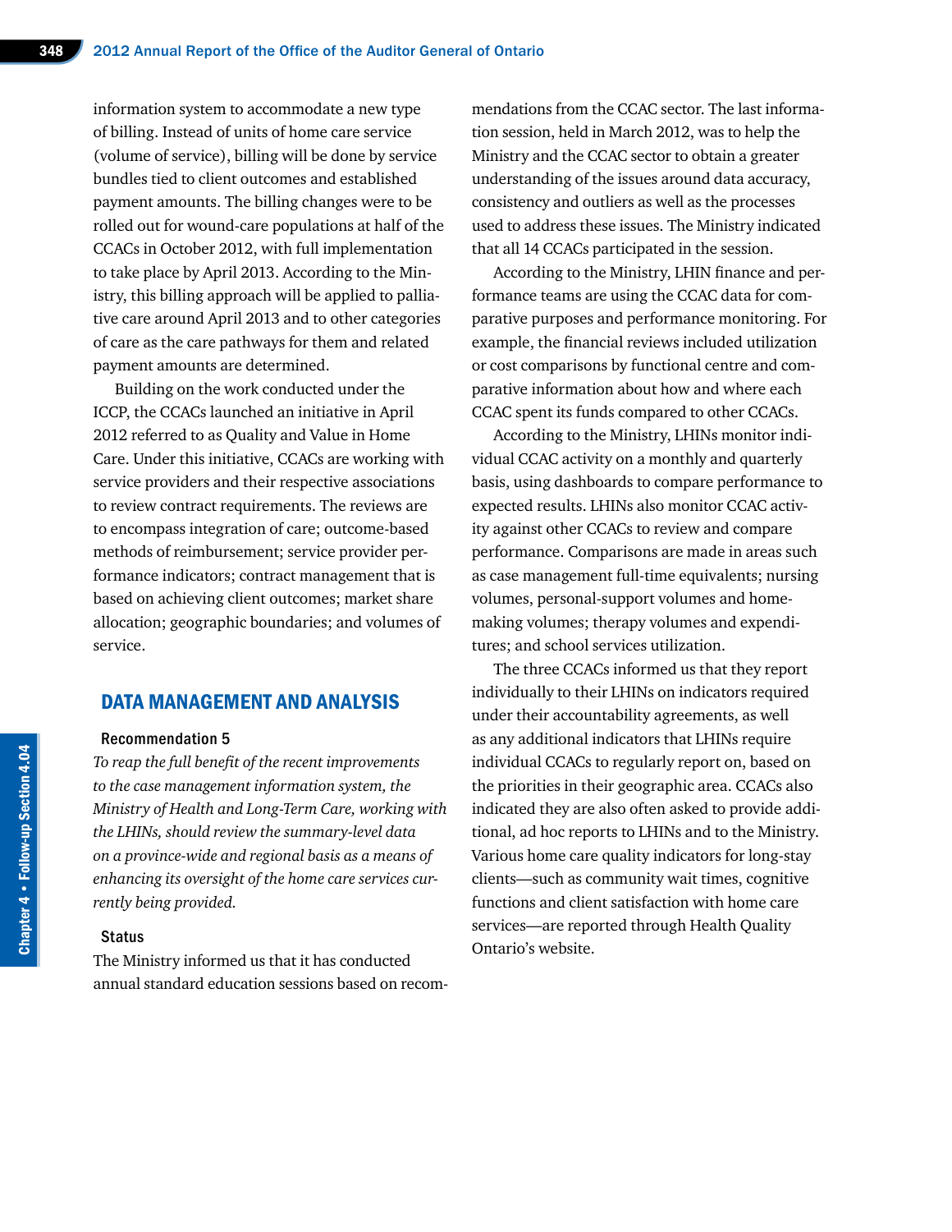information system to accommodate a new type of billing. Instead of units of home care service (volume of service), billing will be done by service bundles tied to client outcomes and established payment amounts. The billing changes were to be rolled out for wound-care populations at half of the CCACs in October 2012, with full implementation to take place by April 2013. According to the Ministry, this billing approach will be applied to palliative care around April 2013 and to other categories of care as the care pathways for them and related payment amounts are determined.

Building on the work conducted under the ICCP, the CCACs launched an initiative in April 2012 referred to as Quality and Value in Home Care. Under this initiative, CCACs are working with service providers and their respective associations to review contract requirements. The reviews are to encompass integration of care; outcome-based methods of reimbursement; service provider performance indicators; contract management that is based on achieving client outcomes; market share allocation; geographic boundaries; and volumes of service.

## DATA MANAGEMENT AND ANALYSIS

### Recommendation 5

*To reap the full benefit of the recent improvements to the case management information system, the Ministry of Health and Long-Term Care, working with the LHINs, should review the summary-level data on a province-wide and regional basis as a means of enhancing its oversight of the home care services currently being provided.*

### Status

The Ministry informed us that it has conducted annual standard education sessions based on recommendations from the CCAC sector. The last information session, held in March 2012, was to help the Ministry and the CCAC sector to obtain a greater understanding of the issues around data accuracy, consistency and outliers as well as the processes used to address these issues. The Ministry indicated that all 14 CCACs participated in the session.

According to the Ministry, LHIN finance and performance teams are using the CCAC data for comparative purposes and performance monitoring. For example, the financial reviews included utilization or cost comparisons by functional centre and comparative information about how and where each CCAC spent its funds compared to other CCACs.

According to the Ministry, LHINs monitor individual CCAC activity on a monthly and quarterly basis, using dashboards to compare performance to expected results. LHINs also monitor CCAC activity against other CCACs to review and compare performance. Comparisons are made in areas such as case management full-time equivalents; nursing volumes, personal-support volumes and homemaking volumes; therapy volumes and expenditures; and school services utilization.

The three CCACs informed us that they report individually to their LHINs on indicators required under their accountability agreements, as well as any additional indicators that LHINs require individual CCACs to regularly report on, based on the priorities in their geographic area. CCACs also indicated they are also often asked to provide additional, ad hoc reports to LHINs and to the Ministry. Various home care quality indicators for long-stay clients—such as community wait times, cognitive functions and client satisfaction with home care services—are reported through Health Quality Ontario's website.